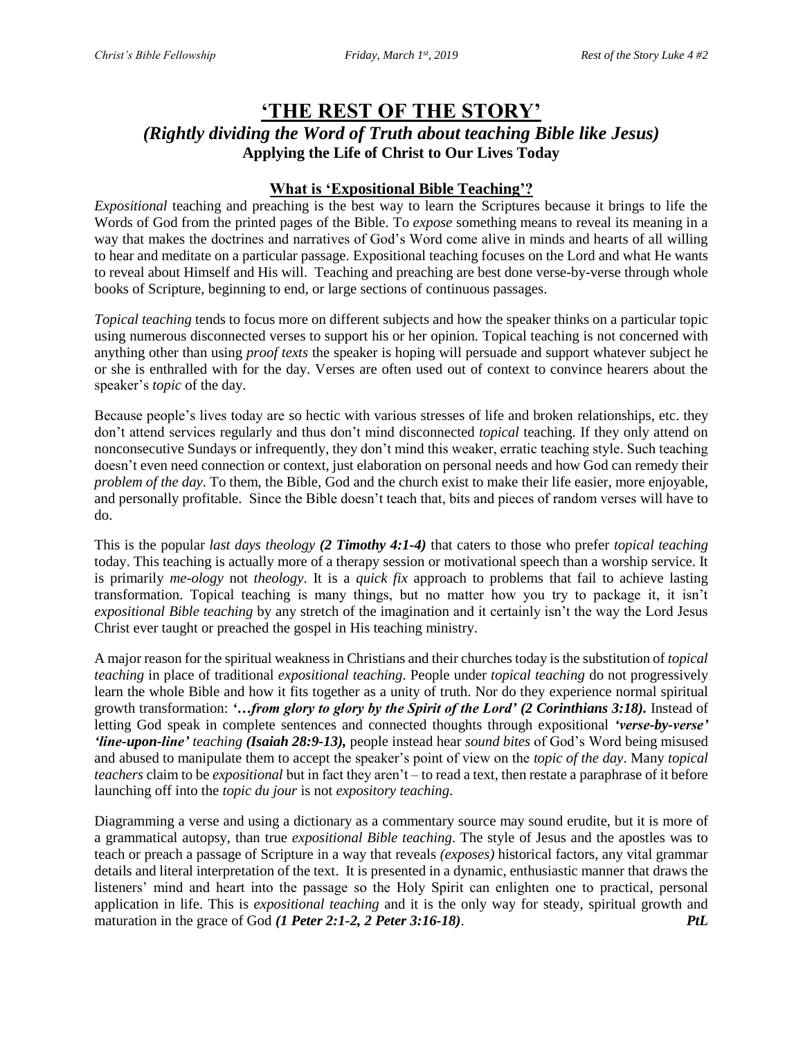# 'THE REST OF THE STORY'

## *(Rightly dividing the Word of Truth about teaching Bible like Jesus)*

**Applying the Life of Christ to Our Lives Today**

### What is 'Expositional Bible Teaching'?

*Expositional* teaching and preaching is the best way to learn the Scriptures because it brings to life the Words of God from the printed pages of the Bible. To *expose* something means to reveal its meaning in a way that makes the doctrines and narratives of God's Word come alive in minds and hearts of all willing to hear and meditate on a particular passage. Expositional teaching focuses on the Lord and what He wants to reveal about Himself and His will. Teaching and preaching are best done verse-by-verse through whole books of Scripture, beginning to end, or large sections of continuous passages.

*Topical teaching* tends to focus more on different subjects and how the speaker thinks on a particular topic using numerous disconnected verses to support his or her opinion. Topical teaching is not concerned with anything other than using *proof texts* the speaker is hoping will persuade and support whatever subject he or she is enthralled with for the day. Verses are often used out of context to convince hearers about the speaker's *topic* of the day.

Because people's lives today are so hectic with various stresses of life and broken relationships, etc. they don't attend services regularly and thus don't mind disconnected *topical* teaching. If they only attend on nonconsecutive Sundays or infrequently, they don't mind this weaker, erratic teaching style. Such teaching doesn't even need connection or context, just elaboration on personal needs and how God can remedy their *problem of the day*. To them, the Bible, God and the church exist to make their life easier, more enjoyable, and personally profitable. Since the Bible doesn't teach that, bits and pieces of random verses will have to do.

This is the popular *last days theology* ***(2 Timothy 4:1-4)*** that caters to those who prefer *topical teaching* today. This teaching is actually more of a therapy session or motivational speech than a worship service. It is primarily *me-ology* not *theology*. It is a *quick fix* approach to problems that fail to achieve lasting transformation. Topical teaching is many things, but no matter how you try to package it, it isn't *expositional Bible teaching* by any stretch of the imagination and it certainly isn't the way the Lord Jesus Christ ever taught or preached the gospel in His teaching ministry.

A major reason for the spiritual weakness in Christians and their churches today is the substitution of *topical teaching* in place of traditional *expositional teaching*. People under *topical teaching* do not progressively learn the whole Bible and how it fits together as a unity of truth. Nor do they experience normal spiritual growth transformation: ***'…from glory to glory by the Spirit of the Lord' (2 Corinthians 3:18).*** Instead of letting God speak in complete sentences and connected thoughts through expositional ***'verse-by-verse' 'line-upon-line'*** *teaching* ***(Isaiah 28:9-13),*** people instead hear *sound bites* of God's Word being misused and abused to manipulate them to accept the speaker's point of view on the *topic of the day*. Many *topical teachers* claim to be *expositional* but in fact they aren't – to read a text, then restate a paraphrase of it before launching off into the *topic du jour* is not *expository teaching*.

Diagramming a verse and using a dictionary as a commentary source may sound erudite, but it is more of a grammatical autopsy, than true *expositional Bible teaching*. The style of Jesus and the apostles was to teach or preach a passage of Scripture in a way that reveals *(exposes)* historical factors, any vital grammar details and literal interpretation of the text. It is presented in a dynamic, enthusiastic manner that draws the listeners' mind and heart into the passage so the Holy Spirit can enlighten one to practical, personal application in life. This is *expositional teaching* and it is the only way for steady, spiritual growth and maturation in the grace of God ***(1 Peter 2:1-2, 2 Peter 3:16-18)***. ***PtL***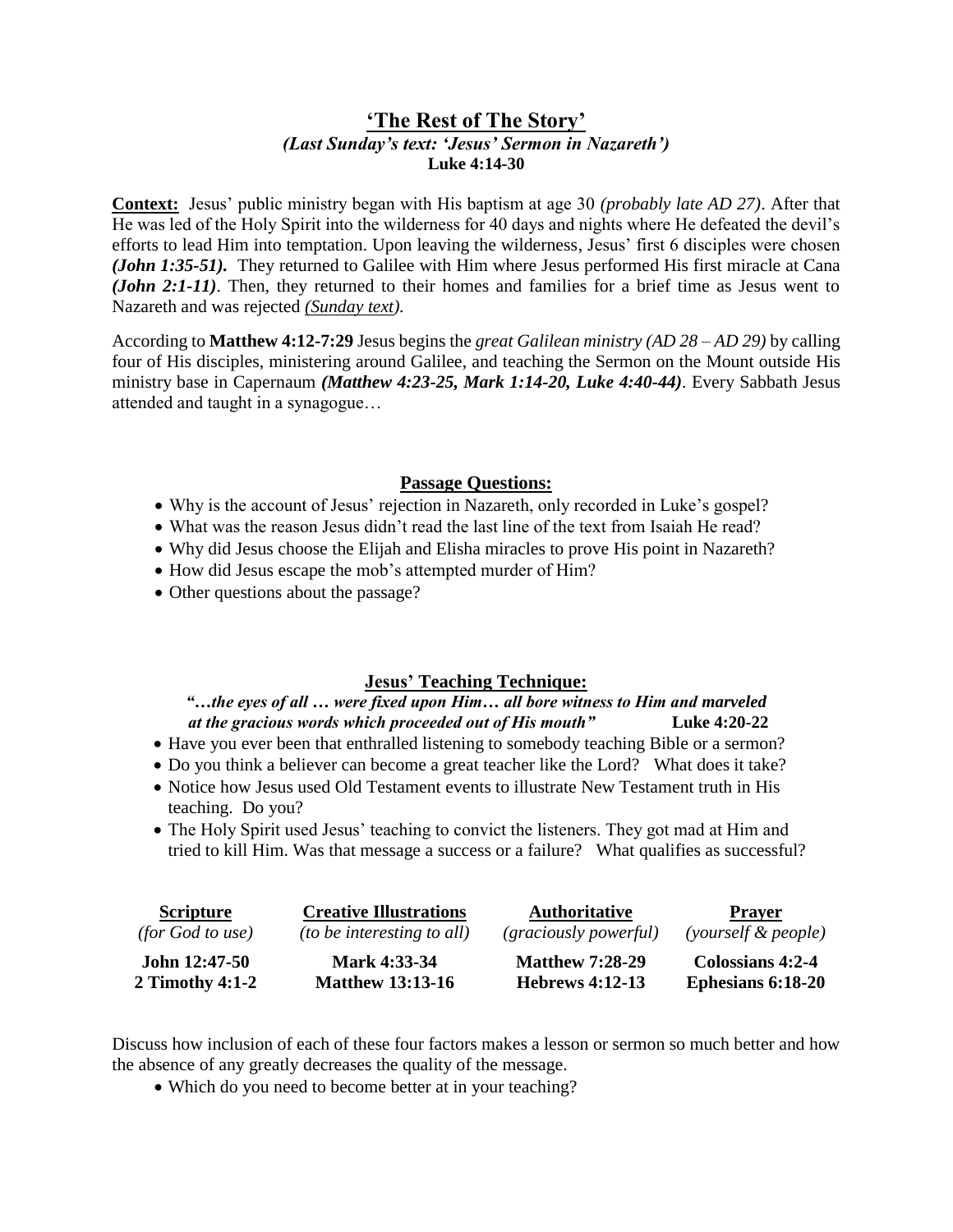## 'The Rest of The Story'

### *(Last Sunday's text: 'Jesus' Sermon in Nazareth')*

**Luke 4:14-30**

**Context:** Jesus' public ministry began with His baptism at age 30 *(probably late AD 27)*. After that He was led of the Holy Spirit into the wilderness for 40 days and nights where He defeated the devil's efforts to lead Him into temptation. Upon leaving the wilderness, Jesus' first 6 disciples were chosen ***(John 1:35-51).*** They returned to Galilee with Him where Jesus performed His first miracle at Cana ***(John 2:1-11)***. Then, they returned to their homes and families for a brief time as Jesus went to Nazareth and was rejected *(Sunday text).*

According to **Matthew 4:12-7:29** Jesus begins the *great Galilean ministry (AD 28 – AD 29)* by calling four of His disciples, ministering around Galilee, and teaching the Sermon on the Mount outside His ministry base in Capernaum ***(Matthew 4:23-25, Mark 1:14-20, Luke 4:40-44)***. Every Sabbath Jesus attended and taught in a synagogue…

### Passage Questions:

- Why is the account of Jesus' rejection in Nazareth, only recorded in Luke's gospel?
- What was the reason Jesus didn't read the last line of the text from Isaiah He read?
- Why did Jesus choose the Elijah and Elisha miracles to prove His point in Nazareth?
- How did Jesus escape the mob's attempted murder of Him?
- Other questions about the passage?

### Jesus' Teaching Technique:

***"…the eyes of all … were fixed upon Him… all bore witness to Him and marveled at the gracious words which proceeded out of His mouth"*** **Luke 4:20-22**

- Have you ever been that enthralled listening to somebody teaching Bible or a sermon?
- Do you think a believer can become a great teacher like the Lord? What does it take?
- Notice how Jesus used Old Testament events to illustrate New Testament truth in His teaching. Do you?
- The Holy Spirit used Jesus' teaching to convict the listeners. They got mad at Him and tried to kill Him. Was that message a success or a failure? What qualifies as successful?

| **Scripture** | **Creative Illustrations** | **Authoritative** | **Prayer** |
|---|---|---|---|
| *(for God to use)* | *(to be interesting to all)* | *(graciously powerful)* | *(yourself & people)* |
| **John 12:47-50** | **Mark 4:33-34** | **Matthew 7:28-29** | **Colossians 4:2-4** |
| **2 Timothy 4:1-2** | **Matthew 13:13-16** | **Hebrews 4:12-13** | **Ephesians 6:18-20** |

Discuss how inclusion of each of these four factors makes a lesson or sermon so much better and how the absence of any greatly decreases the quality of the message.

- Which do you need to become better at in your teaching?